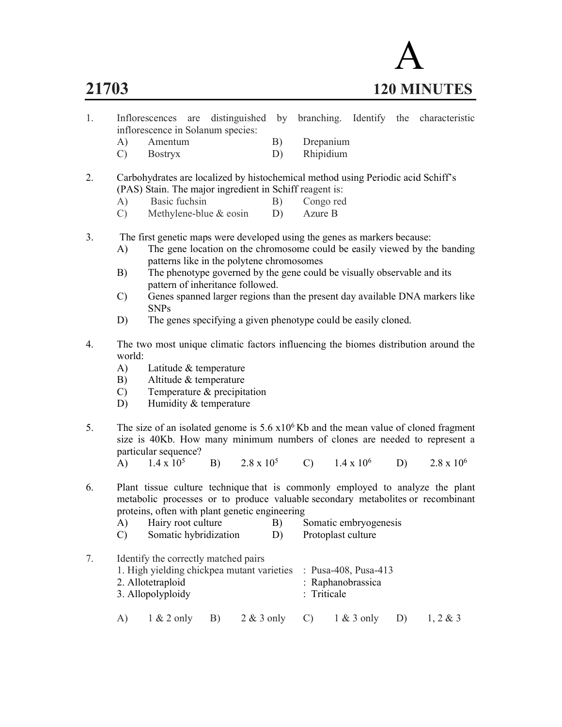# A

# 21703 — 120 MINUTES

1. Inflorescences are distinguished by branching. Identify the characteristic inflorescence in Solanum species:
   - A) Amentum
   - B) Drepanium
   - C) Bostryx
   - D) Rhipidium

2. Carbohydrates are localized by histochemical method using Periodic acid Schiff's (PAS) Stain. The major ingredient in Schiff reagent is:
   - A) Basic fuchsin
   - B) Congo red
   - C) Methylene-blue & eosin
   - D) Azure B

3. The first genetic maps were developed using the genes as markers because:
   - A) The gene location on the chromosome could be easily viewed by the banding patterns like in the polytene chromosomes
   - B) The phenotype governed by the gene could be visually observable and its pattern of inheritance followed.
   - C) Genes spanned larger regions than the present day available DNA markers like SNPs
   - D) The genes specifying a given phenotype could be easily cloned.

4. The two most unique climatic factors influencing the biomes distribution around the world:
   - A) Latitude & temperature
   - B) Altitude & temperature
   - C) Temperature & precipitation
   - D) Humidity & temperature

5. The size of an isolated genome is $5.6 \times 10^6$ Kb and the mean value of cloned fragment size is 40Kb. How many minimum numbers of clones are needed to represent a particular sequence?
   - A) $1.4 \times 10^5$
   - B) $2.8 \times 10^5$
   - C) $1.4 \times 10^6$
   - D) $2.8 \times 10^6$

6. Plant tissue culture technique that is commonly employed to analyze the plant metabolic processes or to produce valuable secondary metabolites or recombinant proteins, often with plant genetic engineering
   - A) Hairy root culture
   - B) Somatic embryogenesis
   - C) Somatic hybridization
   - D) Protoplast culture

7. Identify the correctly matched pairs
   1. High yielding chickpea mutant varieties : Pusa-408, Pusa-413
   2. Allotetraploid : Raphanobrassica
   3. Allopolyploidy : Triticale

   - A) 1 & 2 only
   - B) 2 & 3 only
   - C) 1 & 3 only
   - D) 1, 2 & 3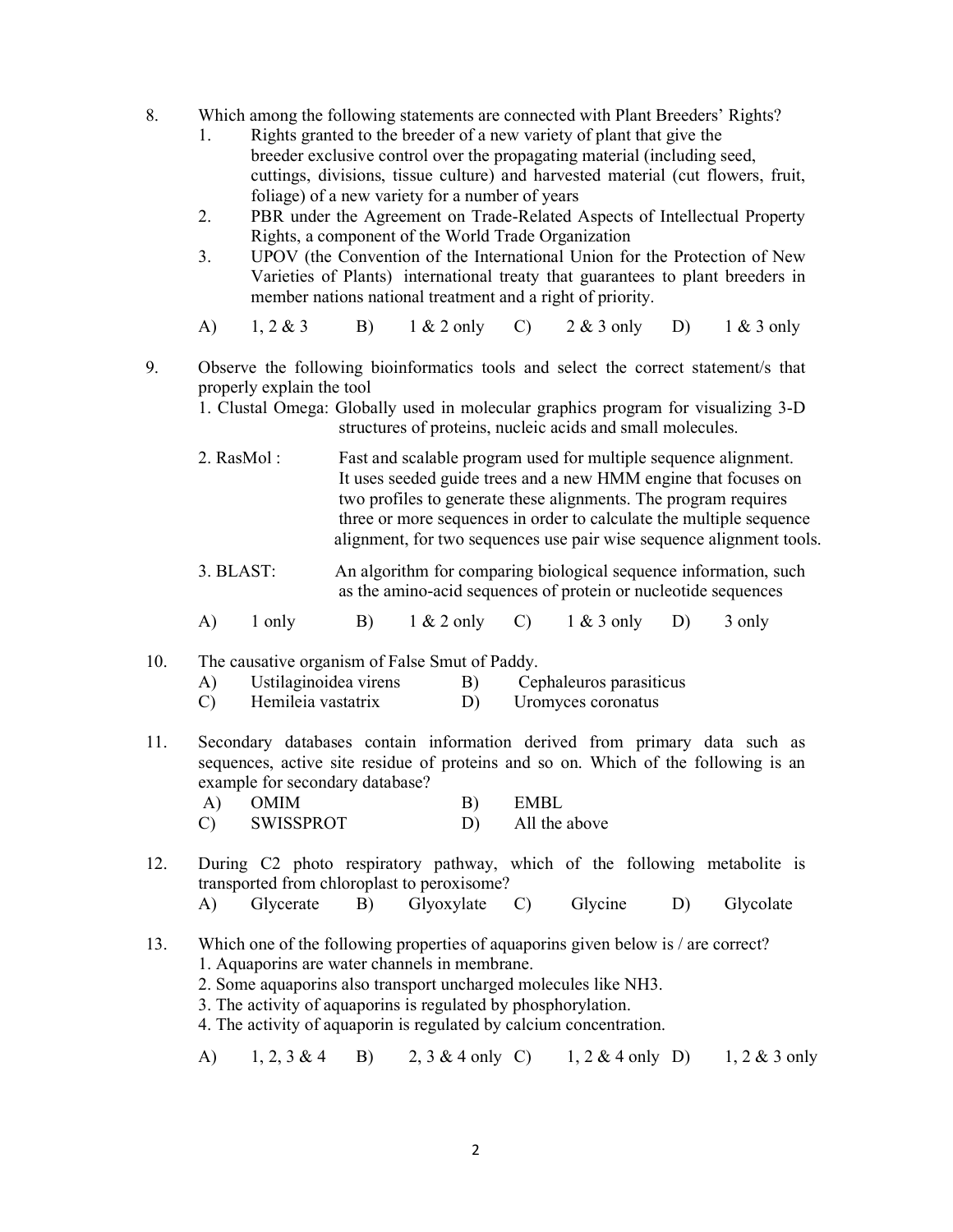8. Which among the following statements are connected with Plant Breeders' Rights?
   1. Rights granted to the breeder of a new variety of plant that give the breeder exclusive control over the propagating material (including seed, cuttings, divisions, tissue culture) and harvested material (cut flowers, fruit, foliage) of a new variety for a number of years
   2. PBR under the Agreement on Trade-Related Aspects of Intellectual Property Rights, a component of the World Trade Organization
   3. UPOV (the Convention of the International Union for the Protection of New Varieties of Plants) international treaty that guarantees to plant breeders in member nations national treatment and a right of priority.

   A) 1, 2 & 3 B) 1 & 2 only C) 2 & 3 only D) 1 & 3 only

9. Observe the following bioinformatics tools and select the correct statement/s that properly explain the tool
   1. Clustal Omega: Globally used in molecular graphics program for visualizing 3-D structures of proteins, nucleic acids and small molecules.
   2. RasMol : Fast and scalable program used for multiple sequence alignment. It uses seeded guide trees and a new HMM engine that focuses on two profiles to generate these alignments. The program requires three or more sequences in order to calculate the multiple sequence alignment, for two sequences use pair wise sequence alignment tools.
   3. BLAST: An algorithm for comparing biological sequence information, such as the amino-acid sequences of protein or nucleotide sequences

   A) 1 only B) 1 & 2 only C) 1 & 3 only D) 3 only

10. The causative organism of False Smut of Paddy.

    A) Ustilaginoidea virens B) Cephaleuros parasiticus
    C) Hemileia vastatrix D) Uromyces coronatus

11. Secondary databases contain information derived from primary data such as sequences, active site residue of proteins and so on. Which of the following is an example for secondary database?

    A) OMIM B) EMBL
    C) SWISSPROT D) All the above

12. During C2 photo respiratory pathway, which of the following metabolite is transported from chloroplast to peroxisome?

    A) Glycerate B) Glyoxylate C) Glycine D) Glycolate

13. Which one of the following properties of aquaporins given below is / are correct?
    1. Aquaporins are water channels in membrane.
    2. Some aquaporins also transport uncharged molecules like $NH_3$.
    3. The activity of aquaporins is regulated by phosphorylation.
    4. The activity of aquaporin is regulated by calcium concentration.

    A) 1, 2, 3 & 4 B) 2, 3 & 4 only C) 1, 2 & 4 only D) 1, 2 & 3 only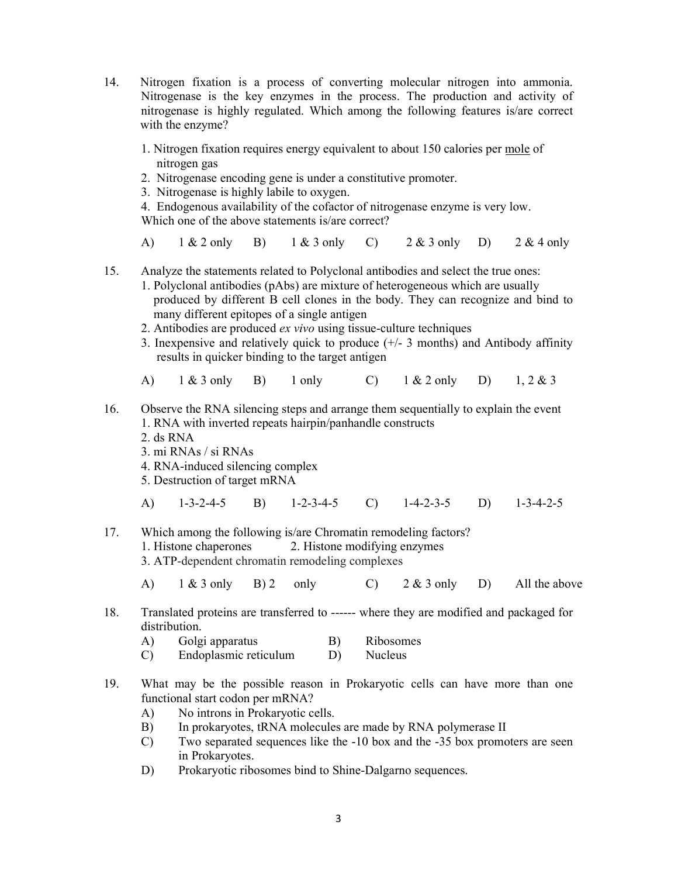14. Nitrogen fixation is a process of converting molecular nitrogen into ammonia. Nitrogenase is the key enzymes in the process. The production and activity of nitrogenase is highly regulated. Which among the following features is/are correct with the enzyme?

    1. Nitrogen fixation requires energy equivalent to about 150 calories per <u>mole</u> of nitrogen gas
    2. Nitrogenase encoding gene is under a constitutive promoter.
    3. Nitrogenase is highly labile to oxygen.
    4. Endogenous availability of the cofactor of nitrogenase enzyme is very low.

    Which one of the above statements is/are correct?

    A) 1 & 2 only B) 1 & 3 only C) 2 & 3 only D) 2 & 4 only

15. Analyze the statements related to Polyclonal antibodies and select the true ones:
    1. Polyclonal antibodies (pAbs) are mixture of heterogeneous which are usually produced by different B cell clones in the body. They can recognize and bind to many different epitopes of a single antigen
    2. Antibodies are produced *ex vivo* using tissue-culture techniques
    3. Inexpensive and relatively quick to produce (+/- 3 months) and Antibody affinity results in quicker binding to the target antigen

    A) 1 & 3 only B) 1 only C) 1 & 2 only D) 1, 2 & 3

16. Observe the RNA silencing steps and arrange them sequentially to explain the event
    1. RNA with inverted repeats hairpin/panhandle constructs
    2. ds RNA
    3. mi RNAs / si RNAs
    4. RNA-induced silencing complex
    5. Destruction of target mRNA

    A) 1-3-2-4-5 B) 1-2-3-4-5 C) 1-4-2-3-5 D) 1-3-4-2-5

17. Which among the following is/are Chromatin remodeling factors?
    1. Histone chaperones 2. Histone modifying enzymes
    3. ATP-dependent chromatin remodeling complexes

    A) 1 & 3 only B) 2 only C) 2 & 3 only D) All the above

18. Translated proteins are transferred to ------ where they are modified and packaged for distribution.
    A) Golgi apparatus B) Ribosomes
    C) Endoplasmic reticulum D) Nucleus

19. What may be the possible reason in Prokaryotic cells can have more than one functional start codon per mRNA?
    A) No introns in Prokaryotic cells.
    B) In prokaryotes, tRNA molecules are made by RNA polymerase II
    C) Two separated sequences like the -10 box and the -35 box promoters are seen in Prokaryotes.
    D) Prokaryotic ribosomes bind to Shine-Dalgarno sequences.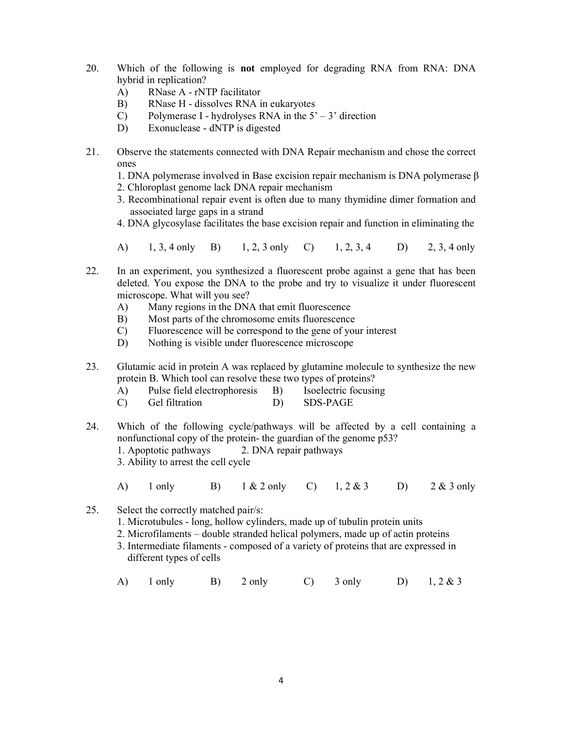20. Which of the following is **not** employed for degrading RNA from RNA: DNA hybrid in replication?
    - A) RNase A - rNTP facilitator
    - B) RNase H - dissolves RNA in eukaryotes
    - C) Polymerase I - hydrolyses RNA in the 5' – 3' direction
    - D) Exonuclease - dNTP is digested

21. Observe the statements connected with DNA Repair mechanism and chose the correct ones
    1. DNA polymerase involved in Base excision repair mechanism is DNA polymerase β
    2. Chloroplast genome lack DNA repair mechanism
    3. Recombinational repair event is often due to many thymidine dimer formation and associated large gaps in a strand
    4. DNA glycosylase facilitates the base excision repair and function in eliminating the

    A) 1, 3, 4 only B) 1, 2, 3 only C) 1, 2, 3, 4 D) 2, 3, 4 only

22. In an experiment, you synthesized a fluorescent probe against a gene that has been deleted. You expose the DNA to the probe and try to visualize it under fluorescent microscope. What will you see?
    - A) Many regions in the DNA that emit fluorescence
    - B) Most parts of the chromosome emits fluorescence
    - C) Fluorescence will be correspond to the gene of your interest
    - D) Nothing is visible under fluorescence microscope

23. Glutamic acid in protein A was replaced by glutamine molecule to synthesize the new protein B. Which tool can resolve these two types of proteins?
    - A) Pulse field electrophoresis
    - B) Isoelectric focusing
    - C) Gel filtration
    - D) SDS-PAGE

24. Which of the following cycle/pathways will be affected by a cell containing a nonfunctional copy of the protein- the guardian of the genome p53?
    1. Apoptotic pathways
    2. DNA repair pathways
    3. Ability to arrest the cell cycle

    A) 1 only B) 1 & 2 only C) 1, 2 & 3 D) 2 & 3 only

25. Select the correctly matched pair/s:
    1. Microtubules - long, hollow cylinders, made up of tubulin protein units
    2. Microfilaments – double stranded helical polymers, made up of actin proteins
    3. Intermediate filaments - composed of a variety of proteins that are expressed in different types of cells

    A) 1 only B) 2 only C) 3 only D) 1, 2 & 3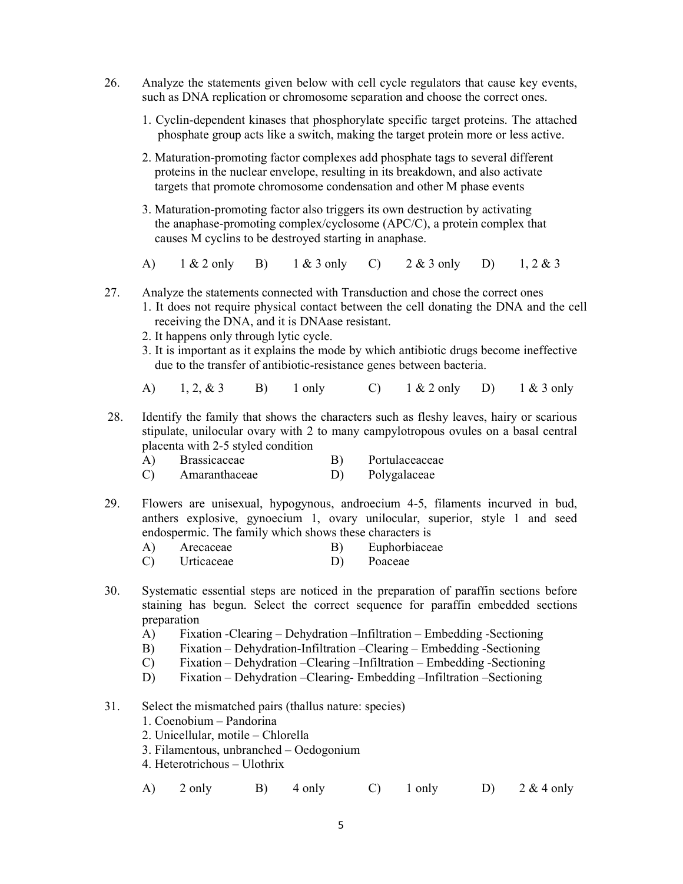26. Analyze the statements given below with cell cycle regulators that cause key events, such as DNA replication or chromosome separation and choose the correct ones.

    1. Cyclin-dependent kinases that phosphorylate specific target proteins. The attached phosphate group acts like a switch, making the target protein more or less active.

    2. Maturation-promoting factor complexes add phosphate tags to several different proteins in the nuclear envelope, resulting in its breakdown, and also activate targets that promote chromosome condensation and other M phase events

    3. Maturation-promoting factor also triggers its own destruction by activating the anaphase-promoting complex/cyclosome (APC/C), a protein complex that causes M cyclins to be destroyed starting in anaphase.

    A) 1 & 2 only B) 1 & 3 only C) 2 & 3 only D) 1, 2 & 3

27. Analyze the statements connected with Transduction and chose the correct ones
    1. It does not require physical contact between the cell donating the DNA and the cell receiving the DNA, and it is DNAase resistant.
    2. It happens only through lytic cycle.
    3. It is important as it explains the mode by which antibiotic drugs become ineffective due to the transfer of antibiotic-resistance genes between bacteria.

    A) 1, 2, & 3 B) 1 only C) 1 & 2 only D) 1 & 3 only

28. Identify the family that shows the characters such as fleshy leaves, hairy or scarious stipulate, unilocular ovary with 2 to many campylotropous ovules on a basal central placenta with 2-5 styled condition
    A) Brassicaceae B) Portulaceaceae
    C) Amaranthaceae D) Polygalaceae

29. Flowers are unisexual, hypogynous, androecium 4-5, filaments incurved in bud, anthers explosive, gynoecium 1, ovary unilocular, superior, style 1 and seed endospermic. The family which shows these characters is
    A) Arecaceae B) Euphorbiaceae
    C) Urticaceae D) Poaceae

30. Systematic essential steps are noticed in the preparation of paraffin sections before staining has begun. Select the correct sequence for paraffin embedded sections preparation
    A) Fixation -Clearing – Dehydration –Infiltration – Embedding -Sectioning
    B) Fixation – Dehydration-Infiltration –Clearing – Embedding -Sectioning
    C) Fixation – Dehydration –Clearing –Infiltration – Embedding -Sectioning
    D) Fixation – Dehydration –Clearing- Embedding –Infiltration –Sectioning

31. Select the mismatched pairs (thallus nature: species)
    1. Coenobium – Pandorina
    2. Unicellular, motile – Chlorella
    3. Filamentous, unbranched – Oedogonium
    4. Heterotrichous – Ulothrix

    A) 2 only B) 4 only C) 1 only D) 2 & 4 only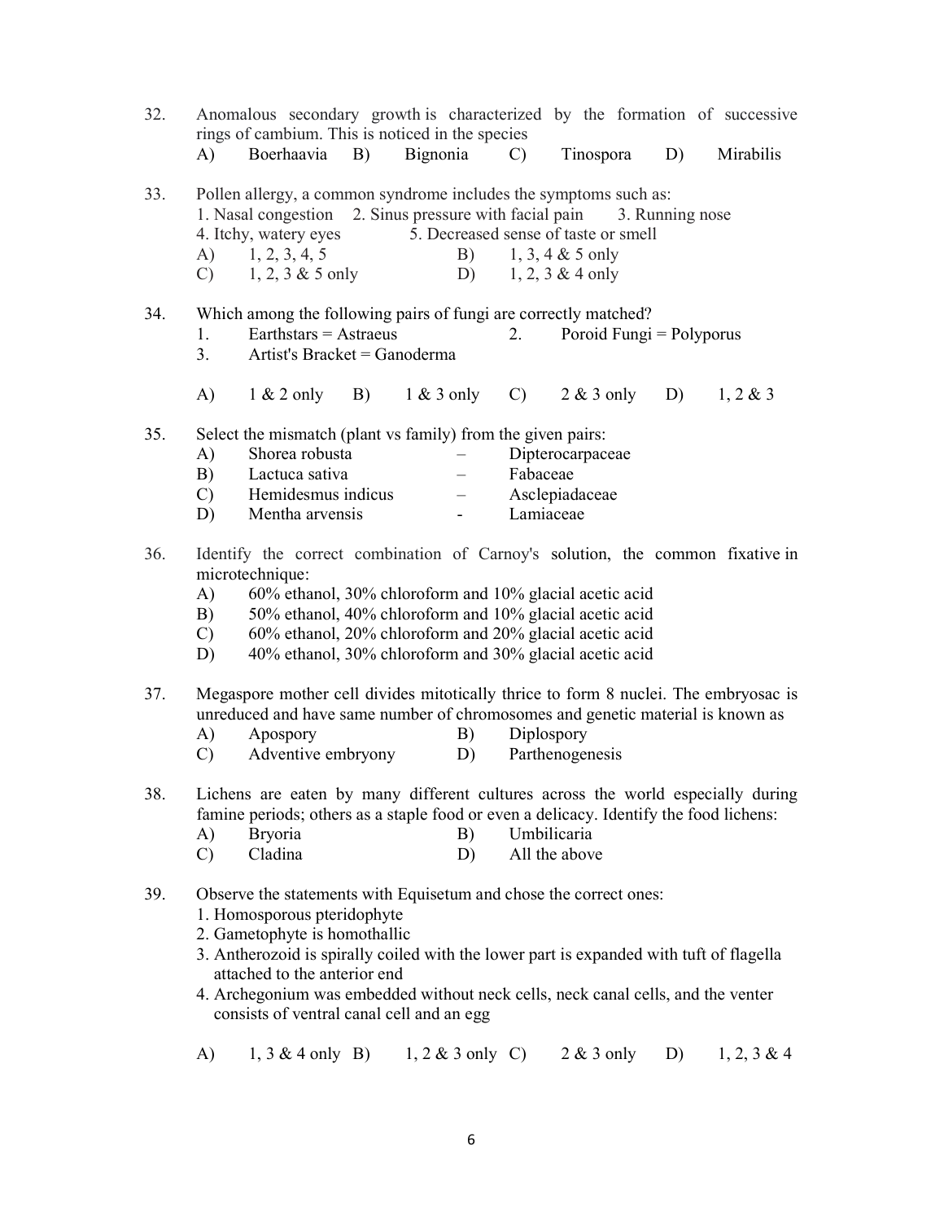32. Anomalous secondary growth is characterized by the formation of successive rings of cambium. This is noticed in the species

A) Boerhaavia B) Bignonia C) Tinospora D) Mirabilis

33. Pollen allergy, a common syndrome includes the symptoms such as:

1. Nasal congestion 2. Sinus pressure with facial pain 3. Running nose
4. Itchy, watery eyes 5. Decreased sense of taste or smell

A) 1, 2, 3, 4, 5 B) 1, 3, 4 & 5 only
C) 1, 2, 3 & 5 only D) 1, 2, 3 & 4 only

34. Which among the following pairs of fungi are correctly matched?

1. Earthstars = Astraeus 2. Poroid Fungi = Polyporus
3. Artist's Bracket = Ganoderma

A) 1 & 2 only B) 1 & 3 only C) 2 & 3 only D) 1, 2 & 3

35. Select the mismatch (plant vs family) from the given pairs:

A) Shorea robusta – Dipterocarpaceae
B) Lactuca sativa – Fabaceae
C) Hemidesmus indicus – Asclepiadaceae
D) Mentha arvensis - Lamiaceae

36. Identify the correct combination of Carnoy's solution, the common fixative in microtechnique:

A) 60% ethanol, 30% chloroform and 10% glacial acetic acid
B) 50% ethanol, 40% chloroform and 10% glacial acetic acid
C) 60% ethanol, 20% chloroform and 20% glacial acetic acid
D) 40% ethanol, 30% chloroform and 30% glacial acetic acid

37. Megaspore mother cell divides mitotically thrice to form 8 nuclei. The embryosac is unreduced and have same number of chromosomes and genetic material is known as

A) Apospory B) Diplospory
C) Adventive embryony D) Parthenogenesis

38. Lichens are eaten by many different cultures across the world especially during famine periods; others as a staple food or even a delicacy. Identify the food lichens:

A) Bryoria B) Umbilicaria
C) Cladina D) All the above

39. Observe the statements with Equisetum and chose the correct ones:

1. Homosporous pteridophyte
2. Gametophyte is homothallic
3. Antherozoid is spirally coiled with the lower part is expanded with tuft of flagella attached to the anterior end
4. Archegonium was embedded without neck cells, neck canal cells, and the venter consists of ventral canal cell and an egg

A) 1, 3 & 4 only B) 1, 2 & 3 only C) 2 & 3 only D) 1, 2, 3 & 4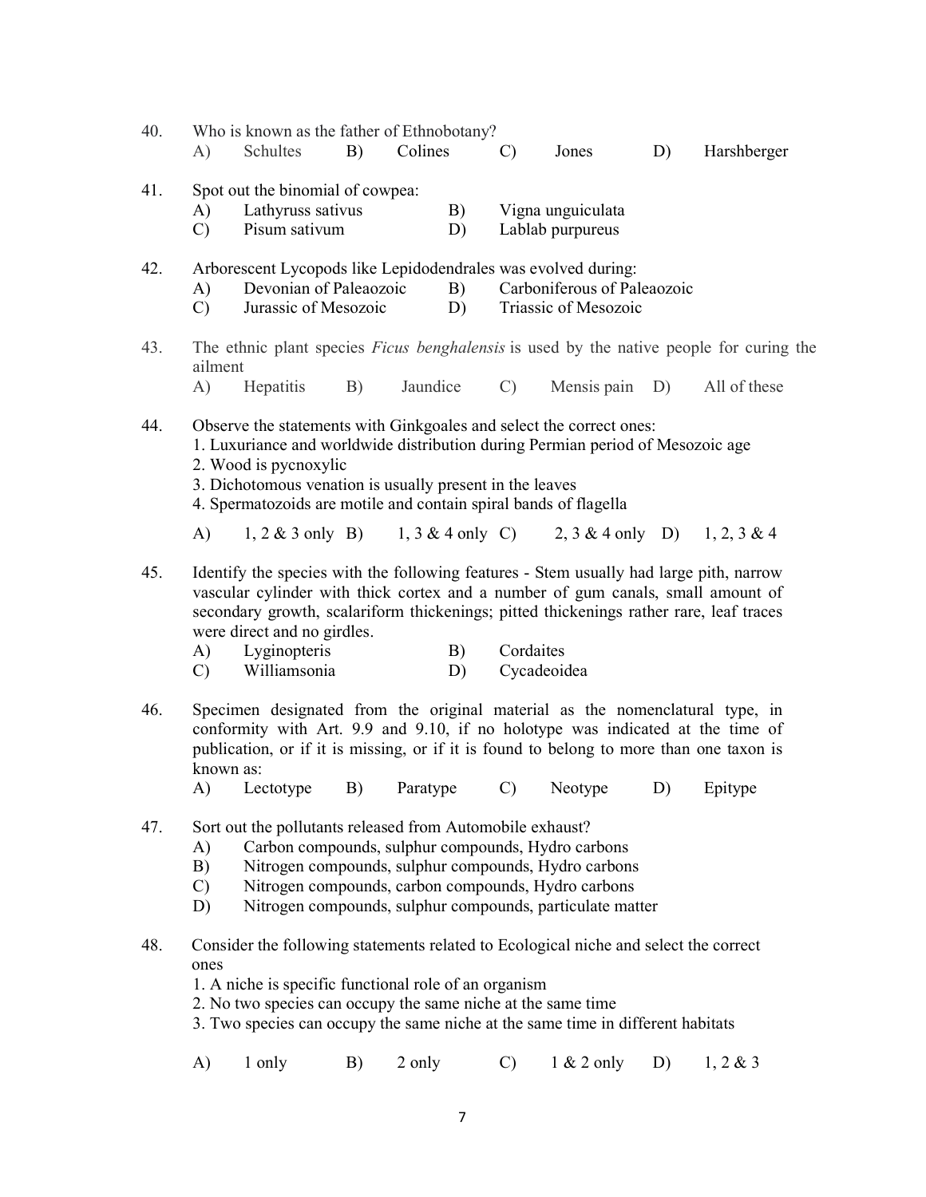40. Who is known as the father of Ethnobotany?

A) Schultes B) Colines C) Jones D) Harshberger

41. Spot out the binomial of cowpea:

A) Lathyruss sativus
B) Vigna unguiculata
C) Pisum sativum
D) Lablab purpureus

42. Arborescent Lycopods like Lepidodendrales was evolved during:

A) Devonian of Paleaozoic
B) Carboniferous of Paleaozoic
C) Jurassic of Mesozoic
D) Triassic of Mesozoic

43. The ethnic plant species *Ficus benghalensis* is used by the native people for curing the ailment

A) Hepatitis B) Jaundice C) Mensis pain D) All of these

44. Observe the statements with Ginkgoales and select the correct ones:

1. Luxuriance and worldwide distribution during Permian period of Mesozoic age
2. Wood is pycnoxylic
3. Dichotomous venation is usually present in the leaves
4. Spermatozoids are motile and contain spiral bands of flagella

A) 1, 2 & 3 only B) 1, 3 & 4 only C) 2, 3 & 4 only D) 1, 2, 3 & 4

45. Identify the species with the following features - Stem usually had large pith, narrow vascular cylinder with thick cortex and a number of gum canals, small amount of secondary growth, scalariform thickenings; pitted thickenings rather rare, leaf traces were direct and no girdles.

A) Lyginopteris
B) Cordaites
C) Williamsonia
D) Cycadeoidea

46. Specimen designated from the original material as the nomenclatural type, in conformity with Art. 9.9 and 9.10, if no holotype was indicated at the time of publication, or if it is missing, or if it is found to belong to more than one taxon is known as:

A) Lectotype B) Paratype C) Neotype D) Epitype

47. Sort out the pollutants released from Automobile exhaust?

A) Carbon compounds, sulphur compounds, Hydro carbons
B) Nitrogen compounds, sulphur compounds, Hydro carbons
C) Nitrogen compounds, carbon compounds, Hydro carbons
D) Nitrogen compounds, sulphur compounds, particulate matter

48. Consider the following statements related to Ecological niche and select the correct ones

1. A niche is specific functional role of an organism
2. No two species can occupy the same niche at the same time
3. Two species can occupy the same niche at the same time in different habitats

A) 1 only B) 2 only C) 1 & 2 only D) 1, 2 & 3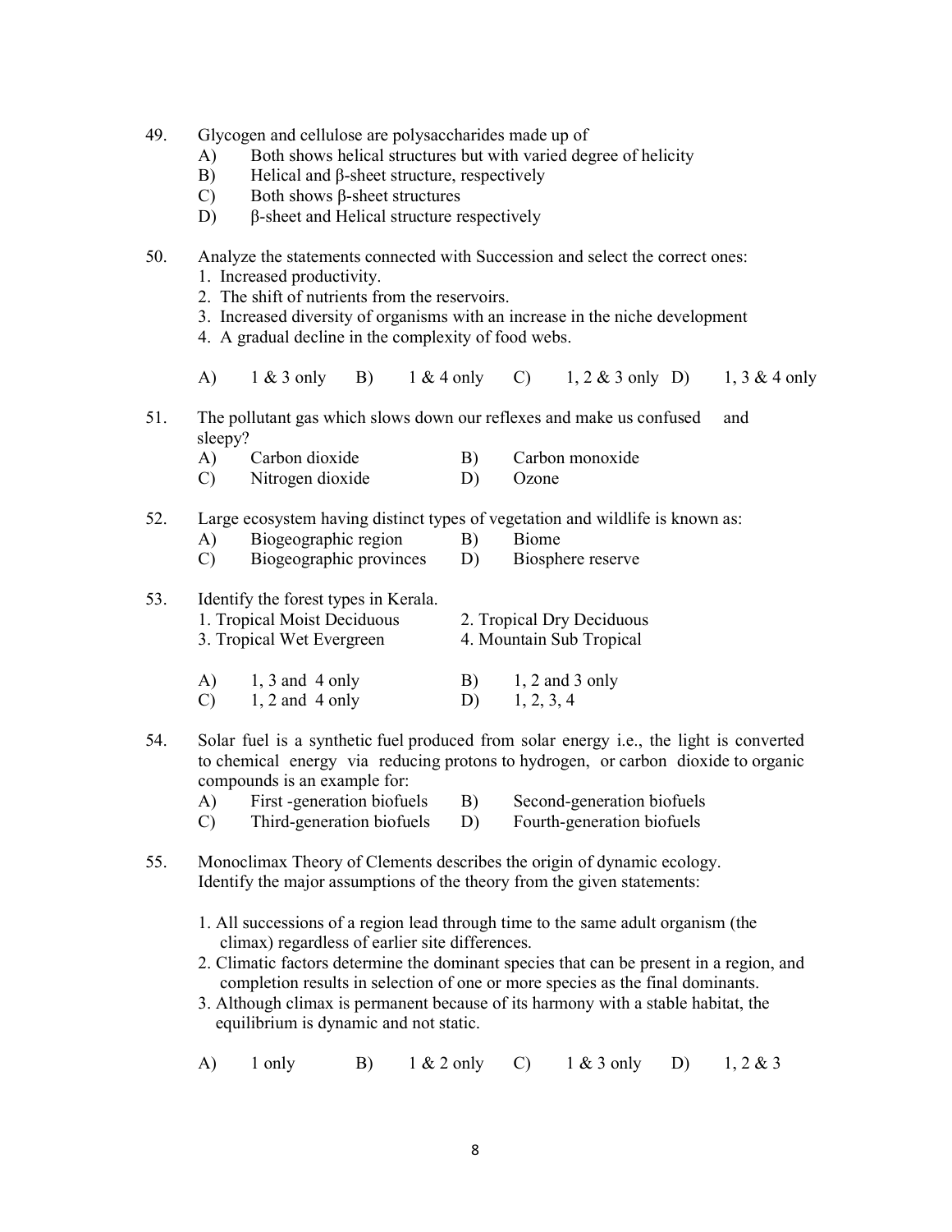49. Glycogen and cellulose are polysaccharides made up of
   A) Both shows helical structures but with varied degree of helicity
   B) Helical and β-sheet structure, respectively
   C) Both shows β-sheet structures
   D) β-sheet and Helical structure respectively

50. Analyze the statements connected with Succession and select the correct ones:
   1. Increased productivity.
   2. The shift of nutrients from the reservoirs.
   3. Increased diversity of organisms with an increase in the niche development
   4. A gradual decline in the complexity of food webs.

   A) 1 & 3 only  B) 1 & 4 only  C) 1, 2 & 3 only  D) 1, 3 & 4 only

51. The pollutant gas which slows down our reflexes and make us confused and sleepy?
   A) Carbon dioxide  B) Carbon monoxide
   C) Nitrogen dioxide  D) Ozone

52. Large ecosystem having distinct types of vegetation and wildlife is known as:
   A) Biogeographic region  B) Biome
   C) Biogeographic provinces  D) Biosphere reserve

53. Identify the forest types in Kerala.
   1. Tropical Moist Deciduous  2. Tropical Dry Deciduous
   3. Tropical Wet Evergreen  4. Mountain Sub Tropical

   A) 1, 3 and 4 only  B) 1, 2 and 3 only
   C) 1, 2 and 4 only  D) 1, 2, 3, 4

54. Solar fuel is a synthetic fuel produced from solar energy i.e., the light is converted to chemical energy via reducing protons to hydrogen, or carbon dioxide to organic compounds is an example for:
   A) First -generation biofuels  B) Second-generation biofuels
   C) Third-generation biofuels  D) Fourth-generation biofuels

55. Monoclimax Theory of Clements describes the origin of dynamic ecology. Identify the major assumptions of the theory from the given statements:

   1. All successions of a region lead through time to the same adult organism (the climax) regardless of earlier site differences.
   2. Climatic factors determine the dominant species that can be present in a region, and completion results in selection of one or more species as the final dominants.
   3. Although climax is permanent because of its harmony with a stable habitat, the equilibrium is dynamic and not static.

   A) 1 only  B) 1 & 2 only  C) 1 & 3 only  D) 1, 2 & 3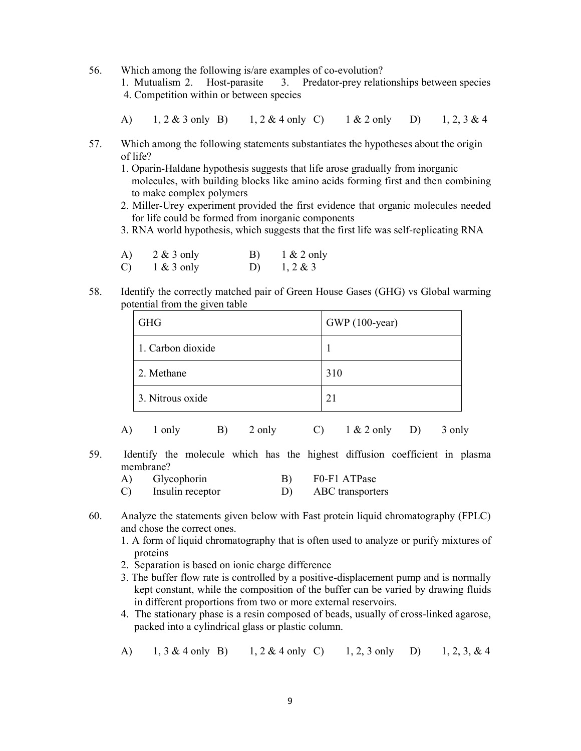56. Which among the following is/are examples of co-evolution?

1. Mutualism 2. Host-parasite 3. Predator-prey relationships between species
4. Competition within or between species

A) 1, 2 & 3 only B) 1, 2 & 4 only C) 1 & 2 only D) 1, 2, 3 & 4

57. Which among the following statements substantiates the hypotheses about the origin of life?

1. Oparin-Haldane hypothesis suggests that life arose gradually from inorganic molecules, with building blocks like amino acids forming first and then combining to make complex polymers
2. Miller-Urey experiment provided the first evidence that organic molecules needed for life could be formed from inorganic components
3. RNA world hypothesis, which suggests that the first life was self-replicating RNA

A) 2 & 3 only B) 1 & 2 only
C) 1 & 3 only D) 1, 2 & 3

58. Identify the correctly matched pair of Green House Gases (GHG) vs Global warming potential from the given table

| GHG | GWP (100-year) |
|---|---|
| 1. Carbon dioxide | 1 |
| 2. Methane | 310 |
| 3. Nitrous oxide | 21 |

A) 1 only B) 2 only C) 1 & 2 only D) 3 only

59. Identify the molecule which has the highest diffusion coefficient in plasma membrane?

A) Glycophorin B) F0-F1 ATPase
C) Insulin receptor D) ABC transporters

60. Analyze the statements given below with Fast protein liquid chromatography (FPLC) and chose the correct ones.

1. A form of liquid chromatography that is often used to analyze or purify mixtures of proteins
2. Separation is based on ionic charge difference
3. The buffer flow rate is controlled by a positive-displacement pump and is normally kept constant, while the composition of the buffer can be varied by drawing fluids in different proportions from two or more external reservoirs.
4. The stationary phase is a resin composed of beads, usually of cross-linked agarose, packed into a cylindrical glass or plastic column.

A) 1, 3 & 4 only B) 1, 2 & 4 only C) 1, 2, 3 only D) 1, 2, 3, & 4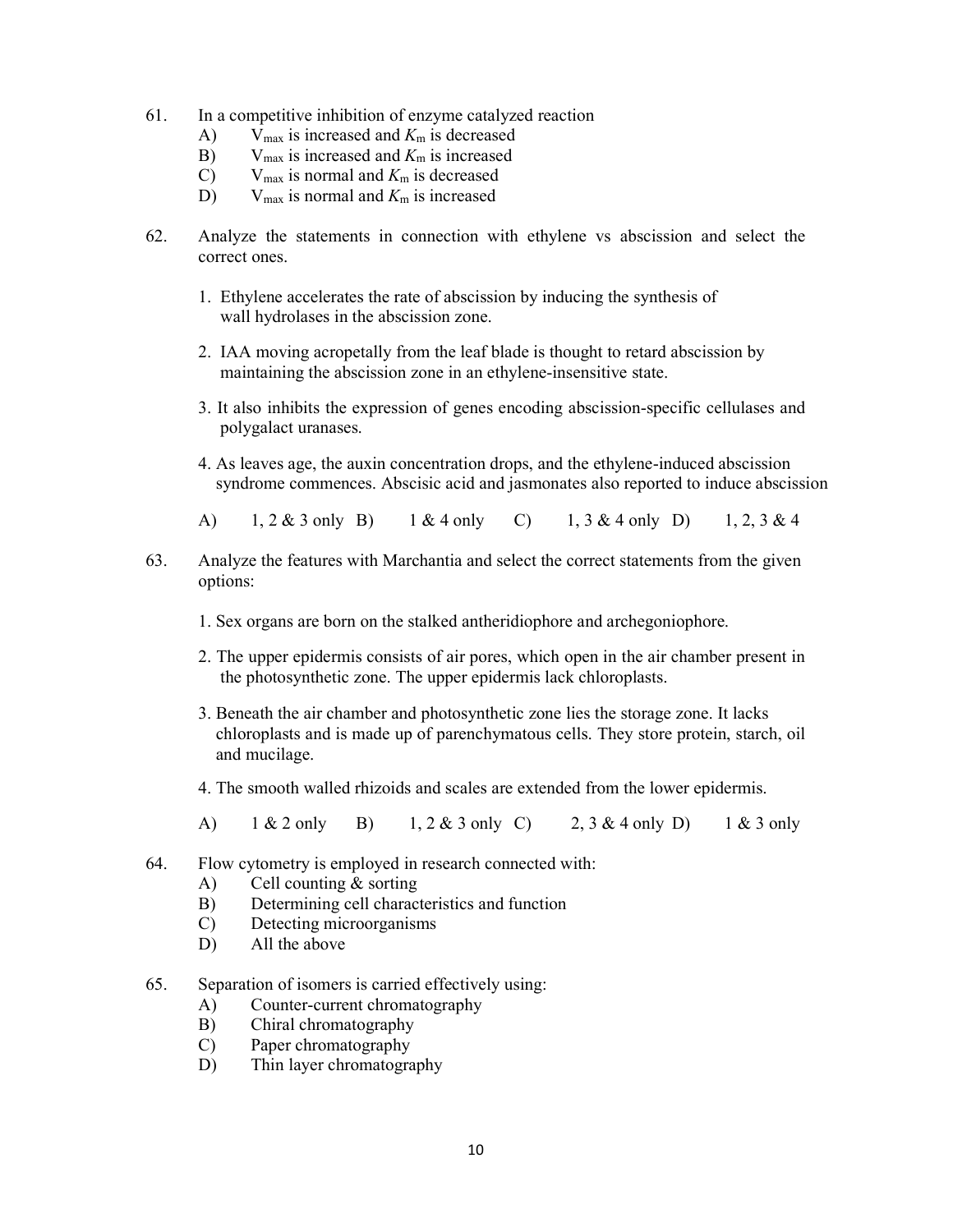61. In a competitive inhibition of enzyme catalyzed reaction
    A) $V_{max}$ is increased and $K_m$ is decreased
    B) $V_{max}$ is increased and $K_m$ is increased
    C) $V_{max}$ is normal and $K_m$ is decreased
    D) $V_{max}$ is normal and $K_m$ is increased

62. Analyze the statements in connection with ethylene vs abscission and select the correct ones.

    1. Ethylene accelerates the rate of abscission by inducing the synthesis of wall hydrolases in the abscission zone.

    2. IAA moving acropetally from the leaf blade is thought to retard abscission by maintaining the abscission zone in an ethylene-insensitive state.

    3. It also inhibits the expression of genes encoding abscission-specific cellulases and polygalact uranases.

    4. As leaves age, the auxin concentration drops, and the ethylene-induced abscission syndrome commences. Abscisic acid and jasmonates also reported to induce abscission

    A) 1, 2 & 3 only B) 1 & 4 only C) 1, 3 & 4 only D) 1, 2, 3 & 4

63. Analyze the features with Marchantia and select the correct statements from the given options:

    1. Sex organs are born on the stalked antheridiophore and archegoniophore.

    2. The upper epidermis consists of air pores, which open in the air chamber present in the photosynthetic zone. The upper epidermis lack chloroplasts.

    3. Beneath the air chamber and photosynthetic zone lies the storage zone. It lacks chloroplasts and is made up of parenchymatous cells. They store protein, starch, oil and mucilage.

    4. The smooth walled rhizoids and scales are extended from the lower epidermis.

    A) 1 & 2 only B) 1, 2 & 3 only C) 2, 3 & 4 only D) 1 & 3 only

64. Flow cytometry is employed in research connected with:
    A) Cell counting & sorting
    B) Determining cell characteristics and function
    C) Detecting microorganisms
    D) All the above

65. Separation of isomers is carried effectively using:
    A) Counter-current chromatography
    B) Chiral chromatography
    C) Paper chromatography
    D) Thin layer chromatography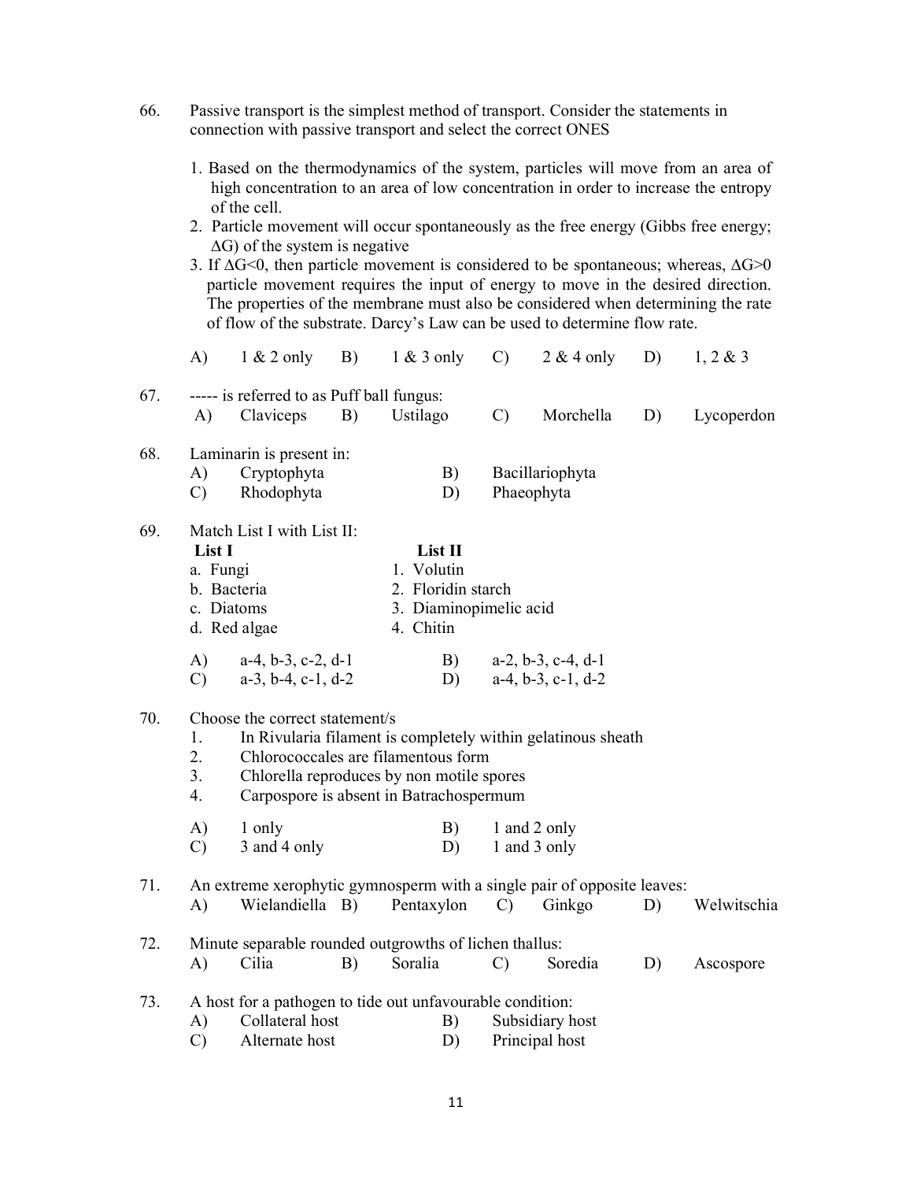66. Passive transport is the simplest method of transport. Consider the statements in connection with passive transport and select the correct ONES

    1. Based on the thermodynamics of the system, particles will move from an area of high concentration to an area of low concentration in order to increase the entropy of the cell.
    2. Particle movement will occur spontaneously as the free energy (Gibbs free energy; $\Delta G$) of the system is negative
    3. If $\Delta G<0$, then particle movement is considered to be spontaneous; whereas, $\Delta G>0$ particle movement requires the input of energy to move in the desired direction. The properties of the membrane must also be considered when determining the rate of flow of the substrate. Darcy's Law can be used to determine flow rate.

    A) 1 & 2 only  B) 1 & 3 only  C) 2 & 4 only  D) 1, 2 & 3

67. ----- is referred to as Puff ball fungus:

    A) Claviceps  B) Ustilago  C) Morchella  D) Lycoperdon

68. Laminarin is present in:

    A) Cryptophyta  B) Bacillariophyta
    C) Rhodophyta  D) Phaeophyta

69. Match List I with List II:

| List I | List II |
|---|---|
| a. Fungi | 1. Volutin |
| b. Bacteria | 2. Floridin starch |
| c. Diatoms | 3. Diaminopimelic acid |
| d. Red algae | 4. Chitin |

    A) a-4, b-3, c-2, d-1  B) a-2, b-3, c-4, d-1
    C) a-3, b-4, c-1, d-2  D) a-4, b-3, c-1, d-2

70. Choose the correct statement/s

    1. In Rivularia filament is completely within gelatinous sheath
    2. Chlorococcales are filamentous form
    3. Chlorella reproduces by non motile spores
    4. Carpospore is absent in Batrachospermum

    A) 1 only  B) 1 and 2 only
    C) 3 and 4 only  D) 1 and 3 only

71. An extreme xerophytic gymnosperm with a single pair of opposite leaves:

    A) Wielandiella  B) Pentaxylon  C) Ginkgo  D) Welwitschia

72. Minute separable rounded outgrowths of lichen thallus:

    A) Cilia  B) Soralia  C) Soredia  D) Ascospore

73. A host for a pathogen to tide out unfavourable condition:

    A) Collateral host  B) Subsidiary host
    C) Alternate host  D) Principal host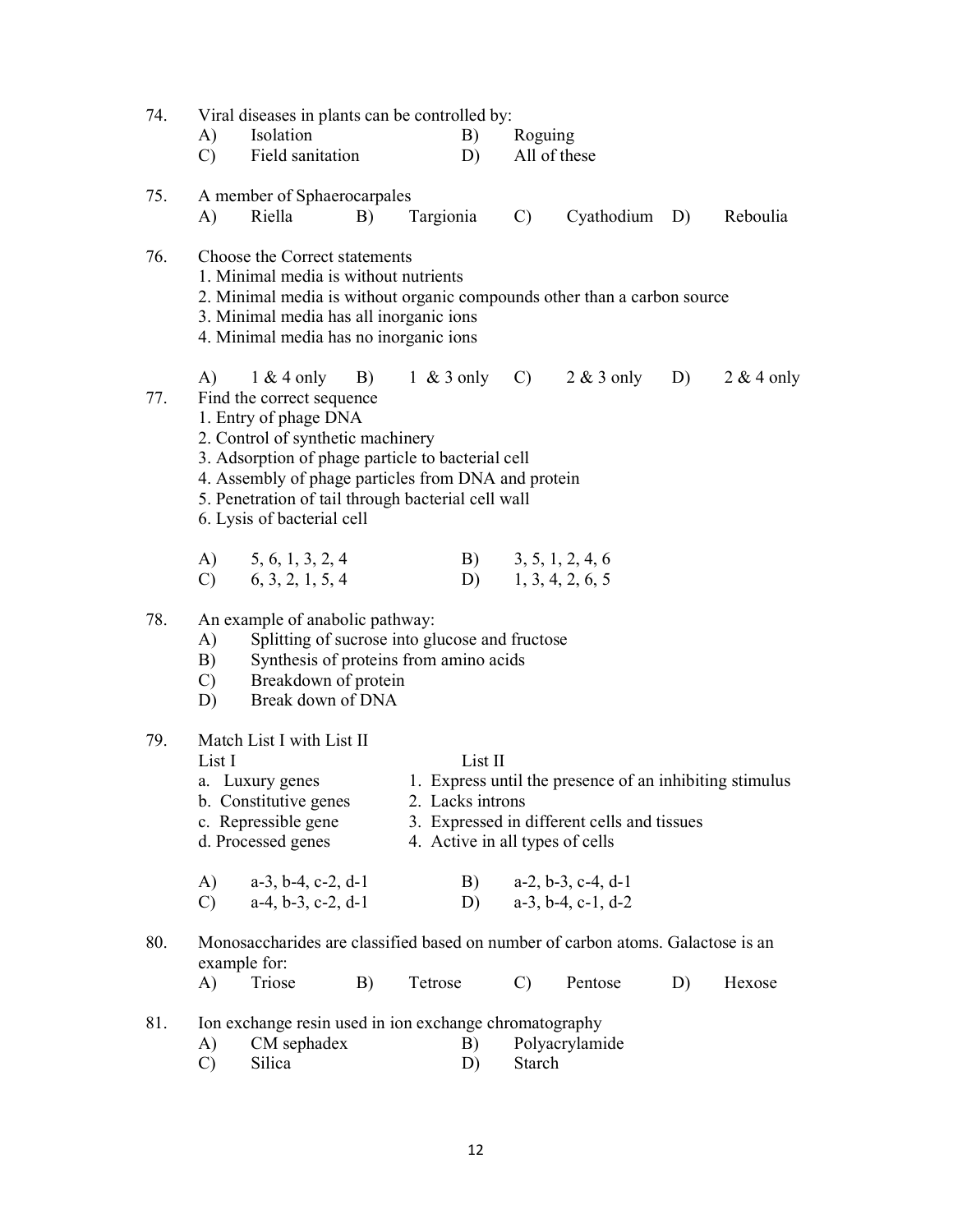74. Viral diseases in plants can be controlled by:

A) Isolation B) Roguing
C) Field sanitation D) All of these

75. A member of Sphaerocarpales

A) Riella B) Targionia C) Cyathodium D) Reboulia

76. Choose the Correct statements

1. Minimal media is without nutrients
2. Minimal media is without organic compounds other than a carbon source
3. Minimal media has all inorganic ions
4. Minimal media has no inorganic ions

A) 1 & 4 only B) 1 & 3 only C) 2 & 3 only D) 2 & 4 only

77. Find the correct sequence

1. Entry of phage DNA
2. Control of synthetic machinery
3. Adsorption of phage particle to bacterial cell
4. Assembly of phage particles from DNA and protein
5. Penetration of tail through bacterial cell wall
6. Lysis of bacterial cell

A) 5, 6, 1, 3, 2, 4 B) 3, 5, 1, 2, 4, 6
C) 6, 3, 2, 1, 5, 4 D) 1, 3, 4, 2, 6, 5

78. An example of anabolic pathway:

A) Splitting of sucrose into glucose and fructose
B) Synthesis of proteins from amino acids
C) Breakdown of protein
D) Break down of DNA

79. Match List I with List II

| List I | List II |
|---|---|
| a. Luxury genes | 1. Express until the presence of an inhibiting stimulus |
| b. Constitutive genes | 2. Lacks introns |
| c. Repressible gene | 3. Expressed in different cells and tissues |
| d. Processed genes | 4. Active in all types of cells |

A) a-3, b-4, c-2, d-1 B) a-2, b-3, c-4, d-1
C) a-4, b-3, c-2, d-1 D) a-3, b-4, c-1, d-2

80. Monosaccharides are classified based on number of carbon atoms. Galactose is an example for:

A) Triose B) Tetrose C) Pentose D) Hexose

81. Ion exchange resin used in ion exchange chromatography

A) CM sephadex B) Polyacrylamide
C) Silica D) Starch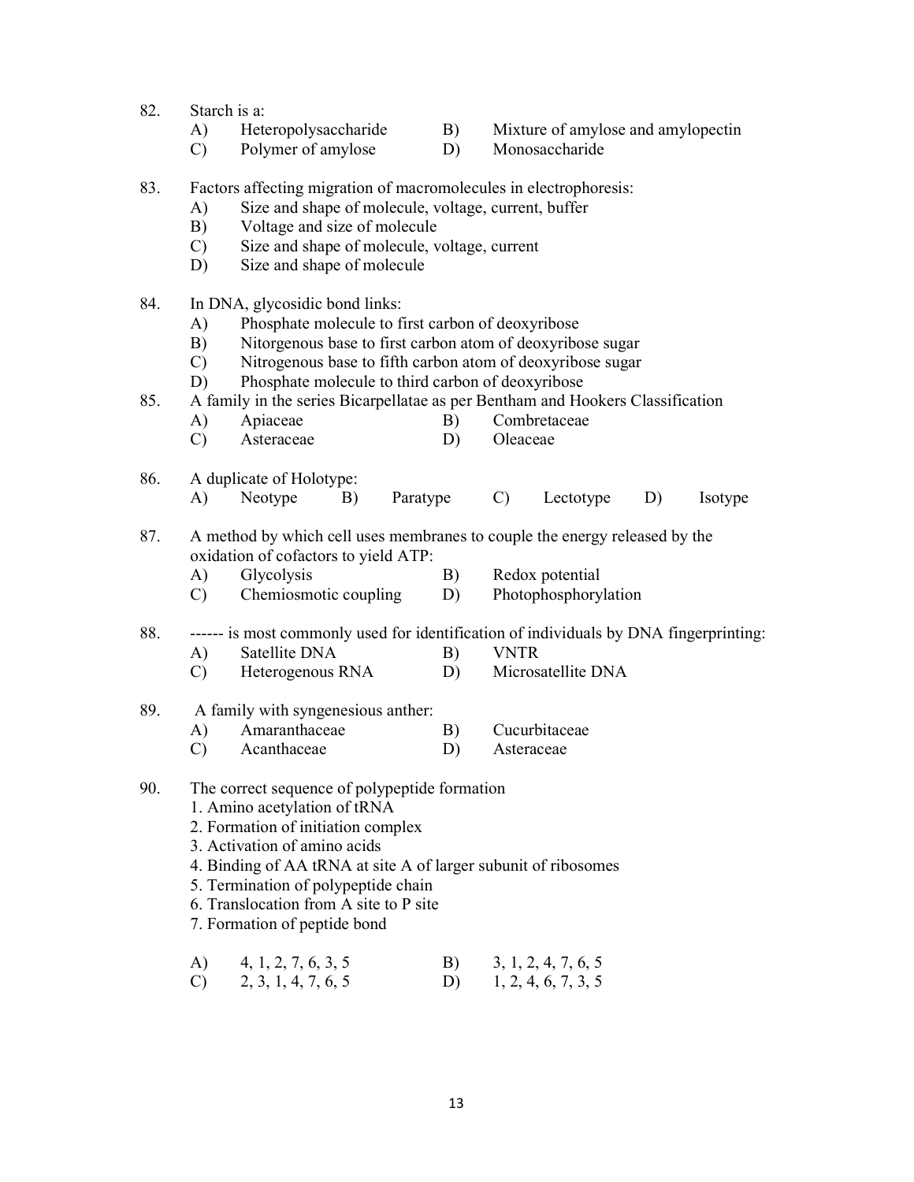82. Starch is a:
   - A) Heteropolysaccharide
   - B) Mixture of amylose and amylopectin
   - C) Polymer of amylose
   - D) Monosaccharide

83. Factors affecting migration of macromolecules in electrophoresis:
   - A) Size and shape of molecule, voltage, current, buffer
   - B) Voltage and size of molecule
   - C) Size and shape of molecule, voltage, current
   - D) Size and shape of molecule

84. In DNA, glycosidic bond links:
   - A) Phosphate molecule to first carbon of deoxyribose
   - B) Nitorgenous base to first carbon atom of deoxyribose sugar
   - C) Nitrogenous base to fifth carbon atom of deoxyribose sugar
   - D) Phosphate molecule to third carbon of deoxyribose

85. A family in the series Bicarpellatae as per Bentham and Hookers Classification
   - A) Apiaceae
   - B) Combretaceae
   - C) Asteraceae
   - D) Oleaceae

86. A duplicate of Holotype:
   - A) Neotype
   - B) Paratype
   - C) Lectotype
   - D) Isotype

87. A method by which cell uses membranes to couple the energy released by the oxidation of cofactors to yield ATP:
   - A) Glycolysis
   - B) Redox potential
   - C) Chemiosmotic coupling
   - D) Photophosphorylation

88. ------ is most commonly used for identification of individuals by DNA fingerprinting:
   - A) Satellite DNA
   - B) VNTR
   - C) Heterogenous RNA
   - D) Microsatellite DNA

89. A family with syngenesious anther:
   - A) Amaranthaceae
   - B) Cucurbitaceae
   - C) Acanthaceae
   - D) Asteraceae

90. The correct sequence of polypeptide formation

   1. Amino acetylation of tRNA
   2. Formation of initiation complex
   3. Activation of amino acids
   4. Binding of AA tRNA at site A of larger subunit of ribosomes
   5. Termination of polypeptide chain
   6. Translocation from A site to P site
   7. Formation of peptide bond

   - A) 4, 1, 2, 7, 6, 3, 5
   - B) 3, 1, 2, 4, 7, 6, 5
   - C) 2, 3, 1, 4, 7, 6, 5
   - D) 1, 2, 4, 6, 7, 3, 5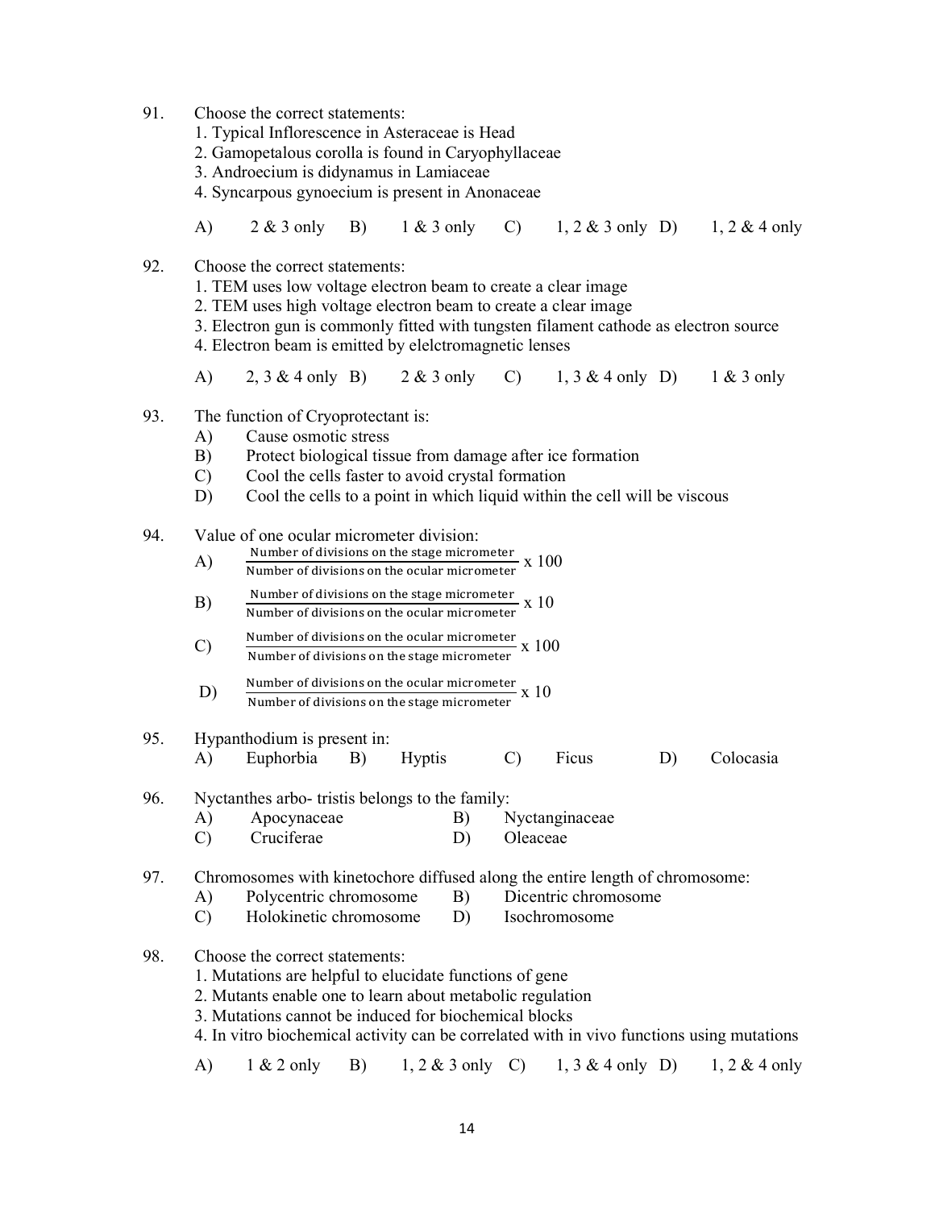91. Choose the correct statements:
 1. Typical Inflorescence in Asteraceae is Head
 2. Gamopetalous corolla is found in Caryophyllaceae
 3. Androecium is didynamus in Lamiaceae
 4. Syncarpous gynoecium is present in Anonaceae

 A) 2 & 3 only  B) 1 & 3 only  C) 1, 2 & 3 only  D) 1, 2 & 4 only

92. Choose the correct statements:
 1. TEM uses low voltage electron beam to create a clear image
 2. TEM uses high voltage electron beam to create a clear image
 3. Electron gun is commonly fitted with tungsten filament cathode as electron source
 4. Electron beam is emitted by elelctromagnetic lenses

 A) 2, 3 & 4 only  B) 2 & 3 only  C) 1, 3 & 4 only  D) 1 & 3 only

93. The function of Cryoprotectant is:
 A) Cause osmotic stress
 B) Protect biological tissue from damage after ice formation
 C) Cool the cells faster to avoid crystal formation
 D) Cool the cells to a point in which liquid within the cell will be viscous

94. Value of one ocular micrometer division:
 A) $\frac{\text{Number of divisions on the stage micrometer}}{\text{Number of divisions on the ocular micrometer}} \times 100$
 B) $\frac{\text{Number of divisions on the stage micrometer}}{\text{Number of divisions on the ocular micrometer}} \times 10$
 C) $\frac{\text{Number of divisions on the ocular micrometer}}{\text{Number of divisions on the stage micrometer}} \times 100$
 D) $\frac{\text{Number of divisions on the ocular micrometer}}{\text{Number of divisions on the stage micrometer}} \times 10$

95. Hypanthodium is present in:
 A) Euphorbia  B) Hyptis  C) Ficus  D) Colocasia

96. Nyctanthes arbo- tristis belongs to the family:
 A) Apocynaceae  B) Nyctanginaceae
 C) Cruciferae  D) Oleaceae

97. Chromosomes with kinetochore diffused along the entire length of chromosome:
 A) Polycentric chromosome  B) Dicentric chromosome
 C) Holokinetic chromosome  D) Isochromosome

98. Choose the correct statements:
 1. Mutations are helpful to elucidate functions of gene
 2. Mutants enable one to learn about metabolic regulation
 3. Mutations cannot be induced for biochemical blocks
 4. In vitro biochemical activity can be correlated with in vivo functions using mutations

 A) 1 & 2 only  B) 1, 2 & 3 only  C) 1, 3 & 4 only  D) 1, 2 & 4 only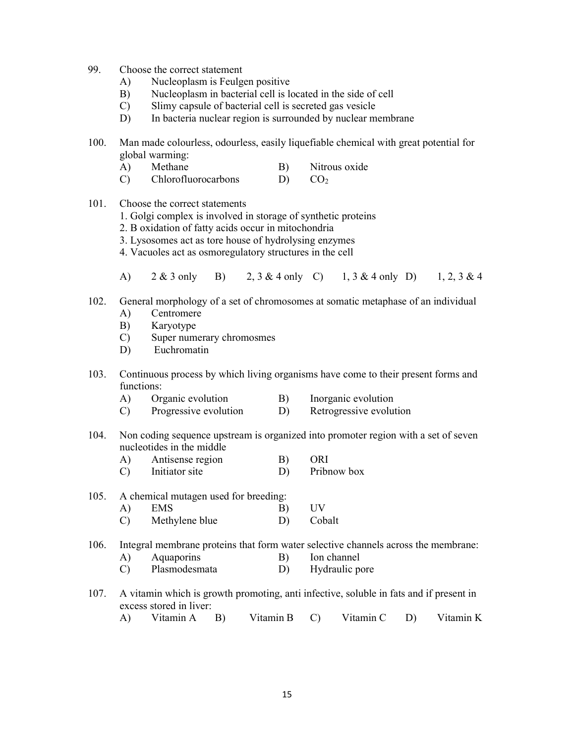99. Choose the correct statement
    A) Nucleoplasm is Feulgen positive
    B) Nucleoplasm in bacterial cell is located in the side of cell
    C) Slimy capsule of bacterial cell is secreted gas vesicle
    D) In bacteria nuclear region is surrounded by nuclear membrane

100. Man made colourless, odourless, easily liquefiable chemical with great potential for global warming:
    A) Methane
    B) Nitrous oxide
    C) Chlorofluorocarbons
    D) $CO_2$

101. Choose the correct statements
    1. Golgi complex is involved in storage of synthetic proteins
    2. B oxidation of fatty acids occur in mitochondria
    3. Lysosomes act as tore house of hydrolysing enzymes
    4. Vacuoles act as osmoregulatory structures in the cell

    A) 2 & 3 only
    B) 2, 3 & 4 only
    C) 1, 3 & 4 only
    D) 1, 2, 3 & 4

102. General morphology of a set of chromosomes at somatic metaphase of an individual
    A) Centromere
    B) Karyotype
    C) Super numerary chromosmes
    D) Euchromatin

103. Continuous process by which living organisms have come to their present forms and functions:
    A) Organic evolution
    B) Inorganic evolution
    C) Progressive evolution
    D) Retrogressive evolution

104. Non coding sequence upstream is organized into promoter region with a set of seven nucleotides in the middle
    A) Antisense region
    B) ORI
    C) Initiator site
    D) Pribnow box

105. A chemical mutagen used for breeding:
    A) EMS
    B) UV
    C) Methylene blue
    D) Cobalt

106. Integral membrane proteins that form water selective channels across the membrane:
    A) Aquaporins
    B) Ion channel
    C) Plasmodesmata
    D) Hydraulic pore

107. A vitamin which is growth promoting, anti infective, soluble in fats and if present in excess stored in liver:
    A) Vitamin A
    B) Vitamin B
    C) Vitamin C
    D) Vitamin K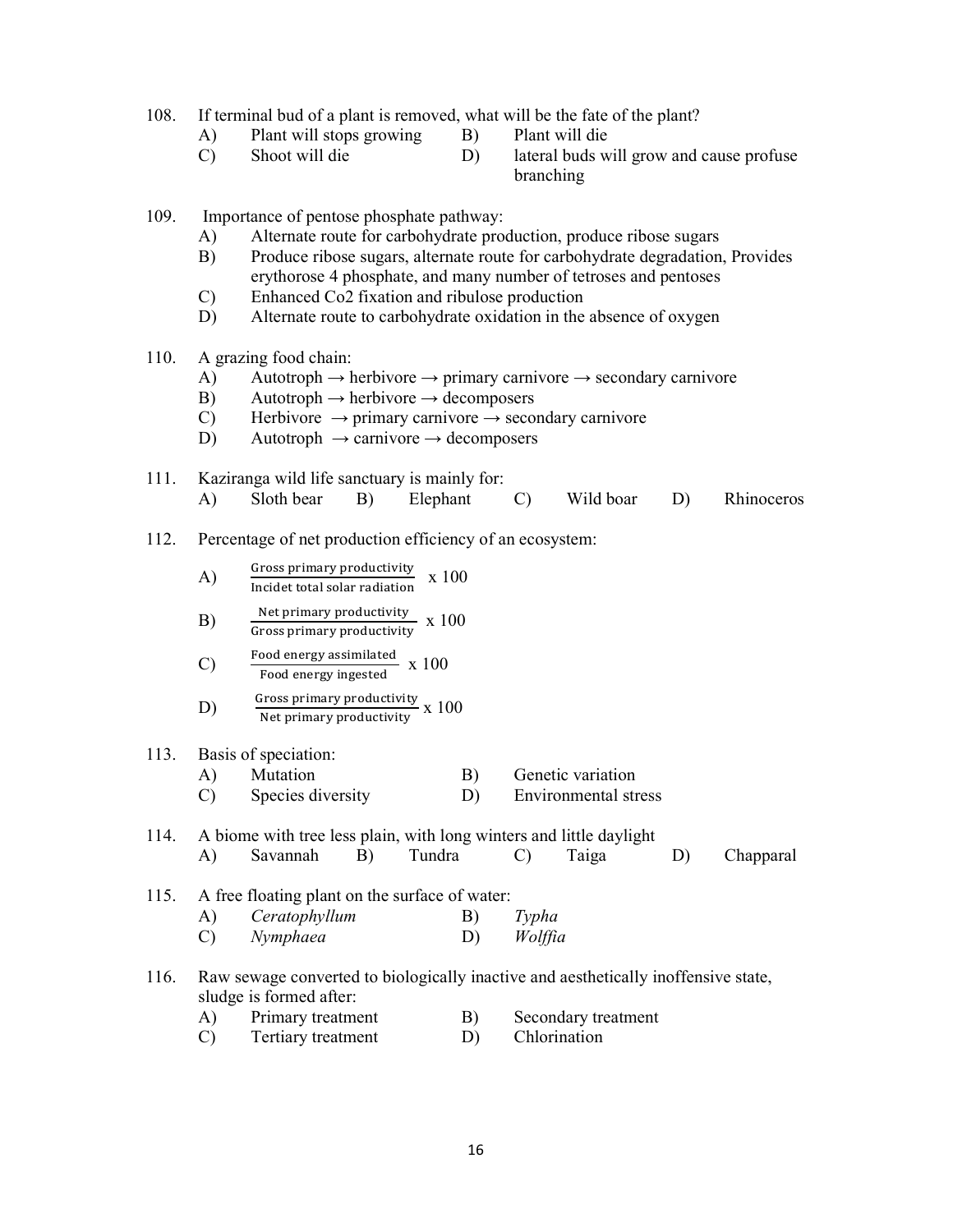108. If terminal bud of a plant is removed, what will be the fate of the plant?

   A) Plant will stops growing
   B) Plant will die
   C) Shoot will die
   D) lateral buds will grow and cause profuse branching

109. Importance of pentose phosphate pathway:

   A) Alternate route for carbohydrate production, produce ribose sugars
   B) Produce ribose sugars, alternate route for carbohydrate degradation, Provides erythorose 4 phosphate, and many number of tetroses and pentoses
   C) Enhanced Co2 fixation and ribulose production
   D) Alternate route to carbohydrate oxidation in the absence of oxygen

110. A grazing food chain:

   A) Autotroph → herbivore → primary carnivore → secondary carnivore
   B) Autotroph → herbivore → decomposers
   C) Herbivore → primary carnivore → secondary carnivore
   D) Autotroph → carnivore → decomposers

111. Kaziranga wild life sanctuary is mainly for:

   A) Sloth bear  B) Elephant  C) Wild boar  D) Rhinoceros

112. Percentage of net production efficiency of an ecosystem:

   A) $\frac{\text{Gross primary productivity}}{\text{Incidet total solar radiation}} \times 100$

   B) $\frac{\text{Net primary productivity}}{\text{Gross primary productivity}} \times 100$

   C) $\frac{\text{Food energy assimilated}}{\text{Food energy ingested}} \times 100$

   D) $\frac{\text{Gross primary productivity}}{\text{Net primary productivity}} \times 100$

113. Basis of speciation:

   A) Mutation
   B) Genetic variation
   C) Species diversity
   D) Environmental stress

114. A biome with tree less plain, with long winters and little daylight

   A) Savannah  B) Tundra  C) Taiga  D) Chapparal

115. A free floating plant on the surface of water:

   A) *Ceratophyllum*
   B) *Typha*
   C) *Nymphaea*
   D) *Wolffia*

116. Raw sewage converted to biologically inactive and aesthetically inoffensive state, sludge is formed after:

   A) Primary treatment
   B) Secondary treatment
   C) Tertiary treatment
   D) Chlorination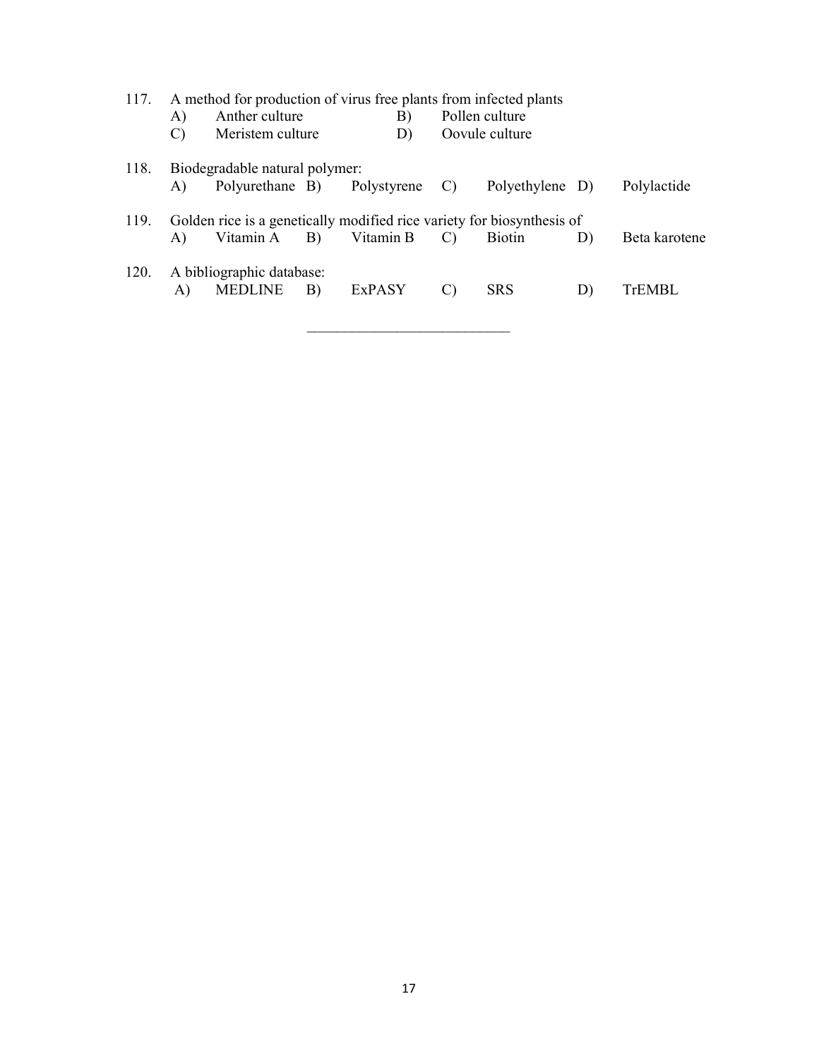117. A method for production of virus free plants from infected plants

A) Anther culture  B) Pollen culture
C) Meristem culture  D) Oovule culture

118. Biodegradable natural polymer:

A) Polyurethane  B) Polystyrene  C) Polyethylene  D) Polylactide

119. Golden rice is a genetically modified rice variety for biosynthesis of

A) Vitamin A  B) Vitamin B  C) Biotin  D) Beta karotene

120. A bibliographic database:

A) MEDLINE  B) ExPASY  C) SRS  D) TrEMBL

---